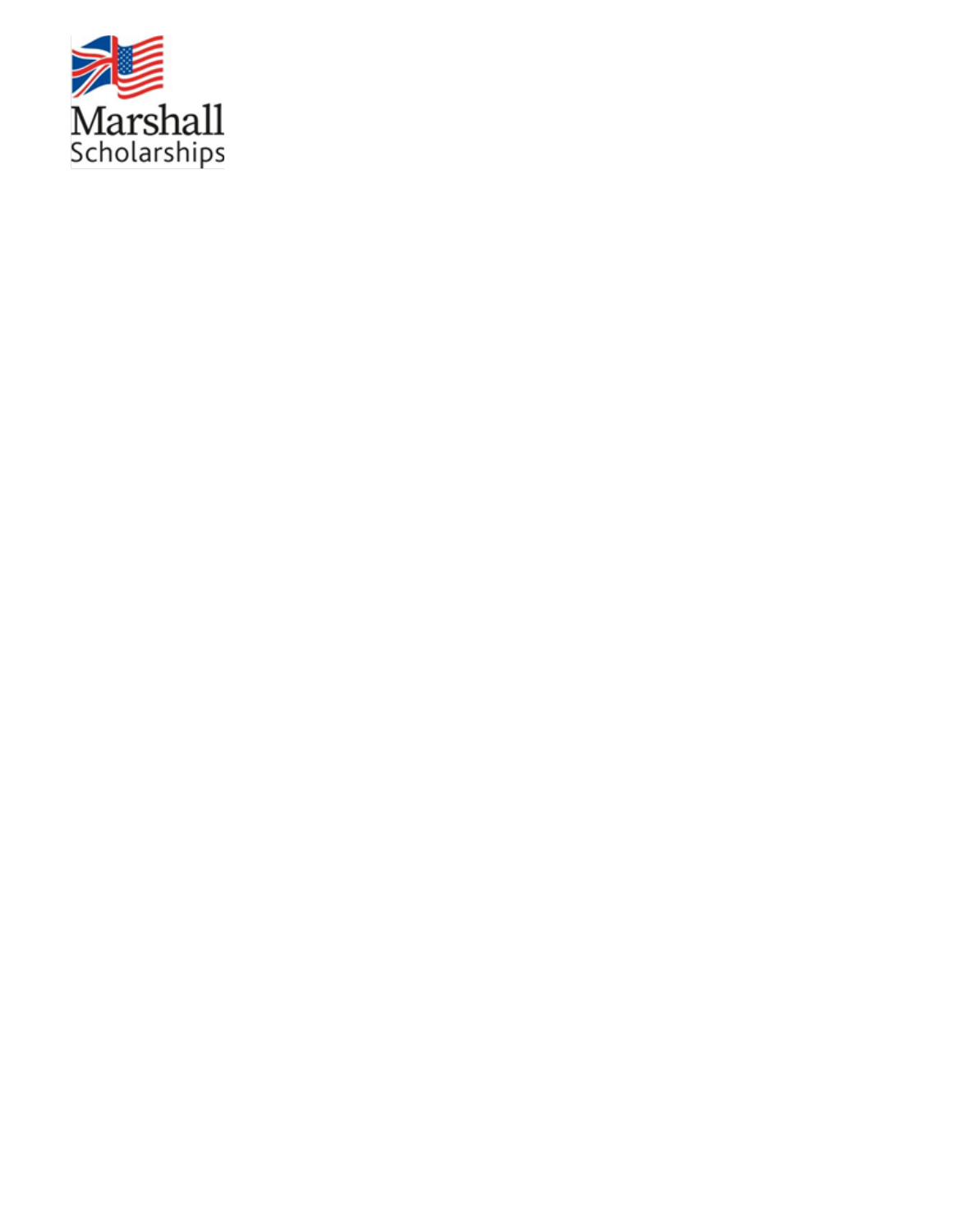Marshall
Scholarships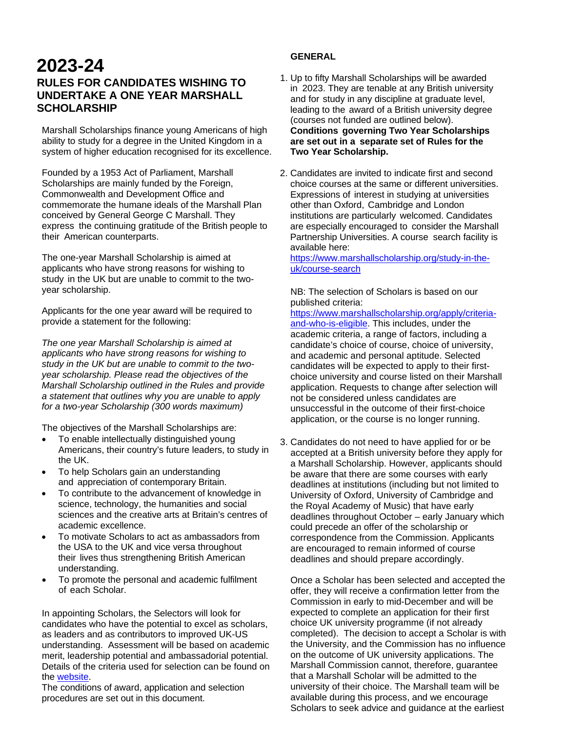# 2023-24

## RULES FOR CANDIDATES WISHING TO UNDERTAKE A ONE YEAR MARSHALL SCHOLARSHIP

Marshall Scholarships finance young Americans of high ability to study for a degree in the United Kingdom in a system of higher education recognised for its excellence.

Founded by a 1953 Act of Parliament, Marshall Scholarships are mainly funded by the Foreign, Commonwealth and Development Office and commemorate the humane ideals of the Marshall Plan conceived by General George C Marshall. They express the continuing gratitude of the British people to their American counterparts.

The one-year Marshall Scholarship is aimed at applicants who have strong reasons for wishing to study in the UK but are unable to commit to the two-year scholarship.

Applicants for the one year award will be required to provide a statement for the following:

*The one year Marshall Scholarship is aimed at applicants who have strong reasons for wishing to study in the UK but are unable to commit to the two-year scholarship. Please read the objectives of the Marshall Scholarship outlined in the Rules and provide a statement that outlines why you are unable to apply for a two-year Scholarship (300 words maximum)*

The objectives of the Marshall Scholarships are:

- To enable intellectually distinguished young Americans, their country's future leaders, to study in the UK.
- To help Scholars gain an understanding and appreciation of contemporary Britain.
- To contribute to the advancement of knowledge in science, technology, the humanities and social sciences and the creative arts at Britain's centres of academic excellence.
- To motivate Scholars to act as ambassadors from the USA to the UK and vice versa throughout their lives thus strengthening British American understanding.
- To promote the personal and academic fulfilment of each Scholar.

In appointing Scholars, the Selectors will look for candidates who have the potential to excel as scholars, as leaders and as contributors to improved UK-US understanding. Assessment will be based on academic merit, leadership potential and ambassadorial potential. Details of the criteria used for selection can be found on the [website](https://www.marshallscholarship.org).

The conditions of award, application and selection procedures are set out in this document.

### GENERAL

1. Up to fifty Marshall Scholarships will be awarded in 2023. They are tenable at any British university and for study in any discipline at graduate level, leading to the award of a British university degree (courses not funded are outlined below). **Conditions governing Two Year Scholarships are set out in a separate set of Rules for the Two Year Scholarship.**

2. Candidates are invited to indicate first and second choice courses at the same or different universities. Expressions of interest in studying at universities other than Oxford, Cambridge and London institutions are particularly welcomed. Candidates are especially encouraged to consider the Marshall Partnership Universities. A course search facility is available here: https://www.marshallscholarship.org/study-in-the-uk/course-search

   NB: The selection of Scholars is based on our published criteria: https://www.marshallscholarship.org/apply/criteria-and-who-is-eligible. This includes, under the academic criteria, a range of factors, including a candidate's choice of course, choice of university, and academic and personal aptitude. Selected candidates will be expected to apply to their first-choice university and course listed on their Marshall application. Requests to change after selection will not be considered unless candidates are unsuccessful in the outcome of their first-choice application, or the course is no longer running.

3. Candidates do not need to have applied for or be accepted at a British university before they apply for a Marshall Scholarship. However, applicants should be aware that there are some courses with early deadlines at institutions (including but not limited to University of Oxford, University of Cambridge and the Royal Academy of Music) that have early deadlines throughout October – early January which could precede an offer of the scholarship or correspondence from the Commission. Applicants are encouraged to remain informed of course deadlines and should prepare accordingly.

   Once a Scholar has been selected and accepted the offer, they will receive a confirmation letter from the Commission in early to mid-December and will be expected to complete an application for their first choice UK university programme (if not already completed). The decision to accept a Scholar is with the University, and the Commission has no influence on the outcome of UK university applications. The Marshall Commission cannot, therefore, guarantee that a Marshall Scholar will be admitted to the university of their choice. The Marshall team will be available during this process, and we encourage Scholars to seek advice and guidance at the earliest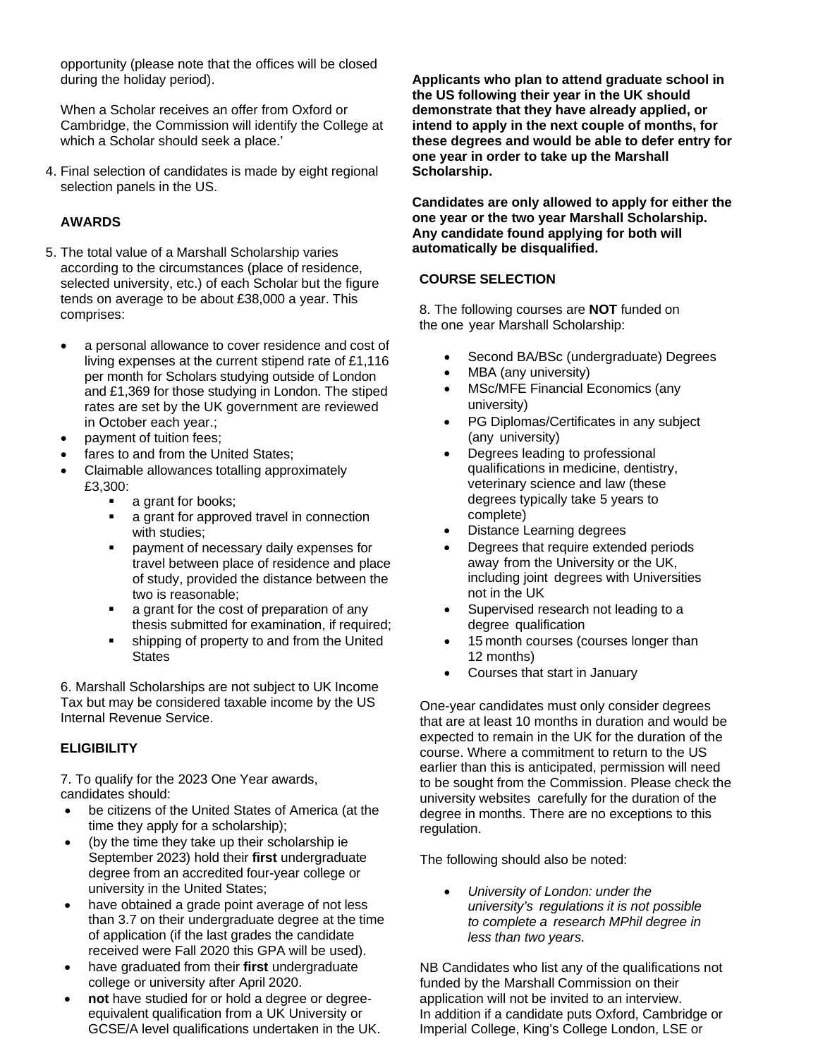opportunity (please note that the offices will be closed during the holiday period).

When a Scholar receives an offer from Oxford or Cambridge, the Commission will identify the College at which a Scholar should seek a place.'

4. Final selection of candidates is made by eight regional selection panels in the US.

**AWARDS**

5. The total value of a Marshall Scholarship varies according to the circumstances (place of residence, selected university, etc.) of each Scholar but the figure tends on average to be about £38,000 a year. This comprises:

- a personal allowance to cover residence and cost of living expenses at the current stipend rate of £1,116 per month for Scholars studying outside of London and £1,369 for those studying in London. The stiped rates are set by the UK government are reviewed in October each year.;
- payment of tuition fees;
- fares to and from the United States;
- Claimable allowances totalling approximately £3,300:
    - a grant for books;
    - a grant for approved travel in connection with studies;
    - payment of necessary daily expenses for travel between place of residence and place of study, provided the distance between the two is reasonable;
    - a grant for the cost of preparation of any thesis submitted for examination, if required;
    - shipping of property to and from the United States

6. Marshall Scholarships are not subject to UK Income Tax but may be considered taxable income by the US Internal Revenue Service.

**ELIGIBILITY**

7. To qualify for the 2023 One Year awards, candidates should:

- be citizens of the United States of America (at the time they apply for a scholarship);
- (by the time they take up their scholarship ie September 2023) hold their **first** undergraduate degree from an accredited four-year college or university in the United States;
- have obtained a grade point average of not less than 3.7 on their undergraduate degree at the time of application (if the last grades the candidate received were Fall 2020 this GPA will be used).
- have graduated from their **first** undergraduate college or university after April 2020.
- **not** have studied for or hold a degree or degree-equivalent qualification from a UK University or GCSE/A level qualifications undertaken in the UK.

**Applicants who plan to attend graduate school in the US following their year in the UK should demonstrate that they have already applied, or intend to apply in the next couple of months, for these degrees and would be able to defer entry for one year in order to take up the Marshall Scholarship.**

**Candidates are only allowed to apply for either the one year or the two year Marshall Scholarship. Any candidate found applying for both will automatically be disqualified.**

**COURSE SELECTION**

8. The following courses are **NOT** funded on the one year Marshall Scholarship:

- Second BA/BSc (undergraduate) Degrees
- MBA (any university)
- MSc/MFE Financial Economics (any university)
- PG Diplomas/Certificates in any subject (any university)
- Degrees leading to professional qualifications in medicine, dentistry, veterinary science and law (these degrees typically take 5 years to complete)
- Distance Learning degrees
- Degrees that require extended periods away from the University or the UK, including joint degrees with Universities not in the UK
- Supervised research not leading to a degree qualification
- 15 month courses (courses longer than 12 months)
- Courses that start in January

One-year candidates must only consider degrees that are at least 10 months in duration and would be expected to remain in the UK for the duration of the course. Where a commitment to return to the US earlier than this is anticipated, permission will need to be sought from the Commission. Please check the university websites carefully for the duration of the degree in months. There are no exceptions to this regulation.

The following should also be noted:

- *University of London: under the university's regulations it is not possible to complete a research MPhil degree in less than two years.*

NB Candidates who list any of the qualifications not funded by the Marshall Commission on their application will not be invited to an interview. In addition if a candidate puts Oxford, Cambridge or Imperial College, King's College London, LSE or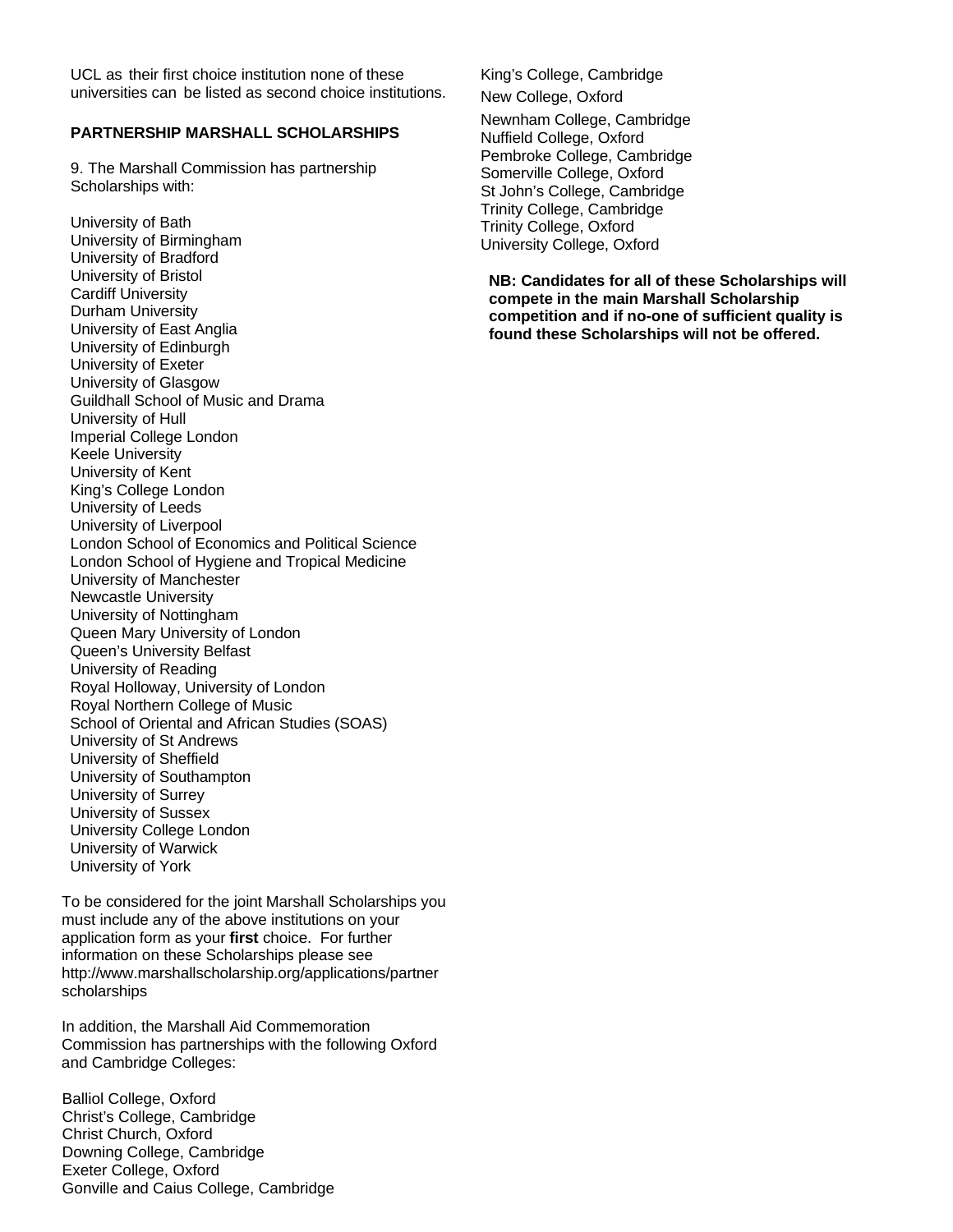UCL as their first choice institution none of these universities can be listed as second choice institutions.

**PARTNERSHIP MARSHALL SCHOLARSHIPS**

9. The Marshall Commission has partnership Scholarships with:

University of Bath
University of Birmingham
University of Bradford
University of Bristol
Cardiff University
Durham University
University of East Anglia
University of Edinburgh
University of Exeter
University of Glasgow
Guildhall School of Music and Drama
University of Hull
Imperial College London
Keele University
University of Kent
King's College London
University of Leeds
University of Liverpool
London School of Economics and Political Science
London School of Hygiene and Tropical Medicine
University of Manchester
Newcastle University
University of Nottingham
Queen Mary University of London
Queen's University Belfast
University of Reading
Royal Holloway, University of London
Royal Northern College of Music
School of Oriental and African Studies (SOAS)
University of St Andrews
University of Sheffield
University of Southampton
University of Surrey
University of Sussex
University College London
University of Warwick
University of York

To be considered for the joint Marshall Scholarships you must include any of the above institutions on your application form as your **first** choice. For further information on these Scholarships please see http://www.marshallscholarship.org/applications/partnerscholarships

In addition, the Marshall Aid Commemoration Commission has partnerships with the following Oxford and Cambridge Colleges:

Balliol College, Oxford
Christ's College, Cambridge
Christ Church, Oxford
Downing College, Cambridge
Exeter College, Oxford
Gonville and Caius College, Cambridge
King's College, Cambridge
New College, Oxford
Newnham College, Cambridge
Nuffield College, Oxford
Pembroke College, Cambridge
Somerville College, Oxford
St John's College, Cambridge
Trinity College, Cambridge
Trinity College, Oxford
University College, Oxford

**NB: Candidates for all of these Scholarships will compete in the main Marshall Scholarship competition and if no-one of sufficient quality is found these Scholarships will not be offered.**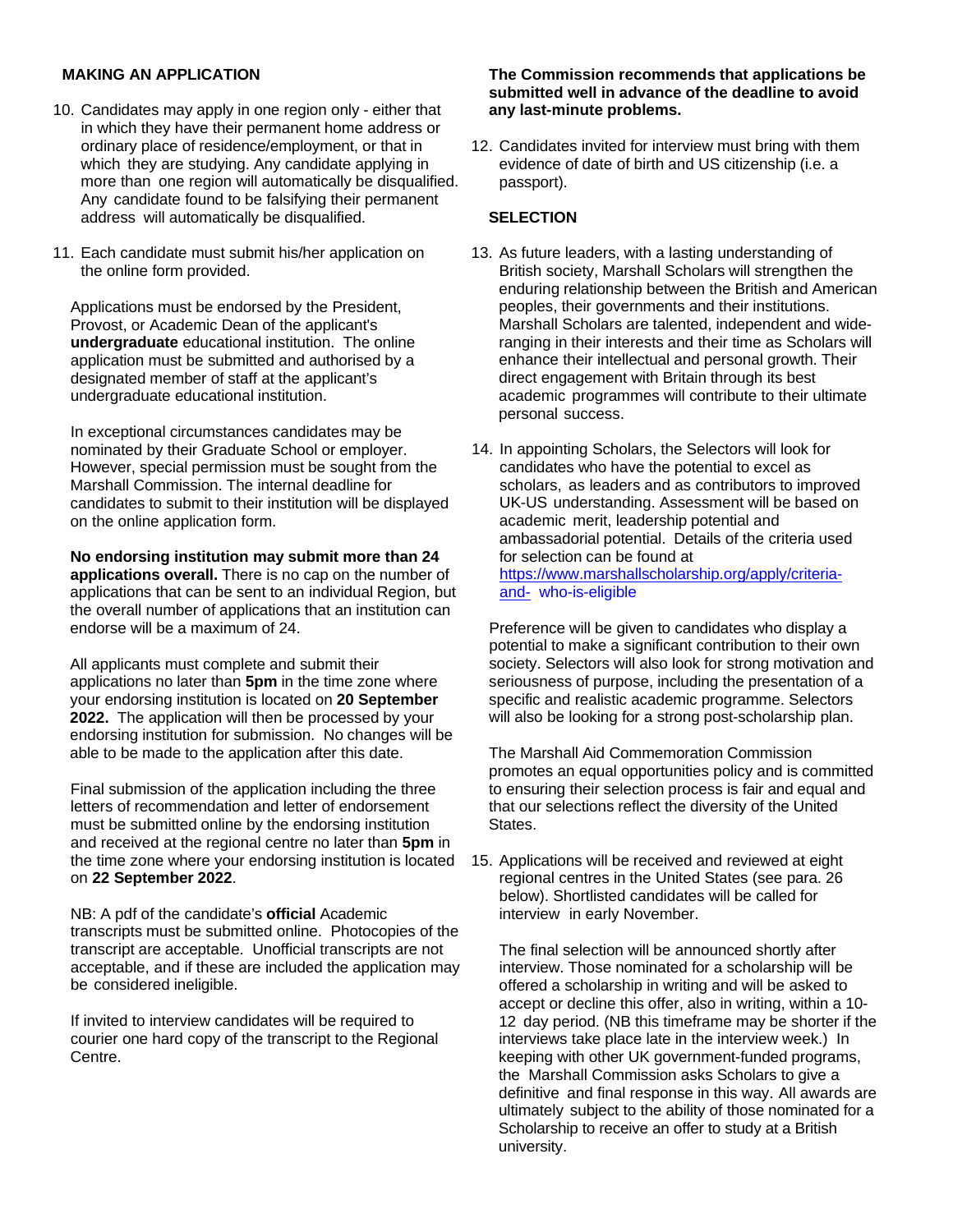## MAKING AN APPLICATION

10. Candidates may apply in one region only - either that in which they have their permanent home address or ordinary place of residence/employment, or that in which they are studying. Any candidate applying in more than one region will automatically be disqualified. Any candidate found to be falsifying their permanent address will automatically be disqualified.

11. Each candidate must submit his/her application on the online form provided.

    Applications must be endorsed by the President, Provost, or Academic Dean of the applicant's **undergraduate** educational institution. The online application must be submitted and authorised by a designated member of staff at the applicant's undergraduate educational institution.

    In exceptional circumstances candidates may be nominated by their Graduate School or employer. However, special permission must be sought from the Marshall Commission. The internal deadline for candidates to submit to their institution will be displayed on the online application form.

    **No endorsing institution may submit more than 24 applications overall.** There is no cap on the number of applications that can be sent to an individual Region, but the overall number of applications that an institution can endorse will be a maximum of 24.

    All applicants must complete and submit their applications no later than **5pm** in the time zone where your endorsing institution is located on **20 September 2022.** The application will then be processed by your endorsing institution for submission. No changes will be able to be made to the application after this date.

    Final submission of the application including the three letters of recommendation and letter of endorsement must be submitted online by the endorsing institution and received at the regional centre no later than **5pm** in the time zone where your endorsing institution is located on **22 September 2022**.

    NB: A pdf of the candidate's **official** Academic transcripts must be submitted online. Photocopies of the transcript are acceptable. Unofficial transcripts are not acceptable, and if these are included the application may be considered ineligible.

    If invited to interview candidates will be required to courier one hard copy of the transcript to the Regional Centre.

    **The Commission recommends that applications be submitted well in advance of the deadline to avoid any last-minute problems.**

12. Candidates invited for interview must bring with them evidence of date of birth and US citizenship (i.e. a passport).

## SELECTION

13. As future leaders, with a lasting understanding of British society, Marshall Scholars will strengthen the enduring relationship between the British and American peoples, their governments and their institutions. Marshall Scholars are talented, independent and wide-ranging in their interests and their time as Scholars will enhance their intellectual and personal growth. Their direct engagement with Britain through its best academic programmes will contribute to their ultimate personal success.

14. In appointing Scholars, the Selectors will look for candidates who have the potential to excel as scholars, as leaders and as contributors to improved UK-US understanding. Assessment will be based on academic merit, leadership potential and ambassadorial potential. Details of the criteria used for selection can be found at https://www.marshallscholarship.org/apply/criteria-and-who-is-eligible

    Preference will be given to candidates who display a potential to make a significant contribution to their own society. Selectors will also look for strong motivation and seriousness of purpose, including the presentation of a specific and realistic academic programme. Selectors will also be looking for a strong post-scholarship plan.

    The Marshall Aid Commemoration Commission promotes an equal opportunities policy and is committed to ensuring their selection process is fair and equal and that our selections reflect the diversity of the United States.

15. Applications will be received and reviewed at eight regional centres in the United States (see para. 26 below). Shortlisted candidates will be called for interview in early November.

    The final selection will be announced shortly after interview. Those nominated for a scholarship will be offered a scholarship in writing and will be asked to accept or decline this offer, also in writing, within a 10-12 day period. (NB this timeframe may be shorter if the interviews take place late in the interview week.) In keeping with other UK government-funded programs, the Marshall Commission asks Scholars to give a definitive and final response in this way. All awards are ultimately subject to the ability of those nominated for a Scholarship to receive an offer to study at a British university.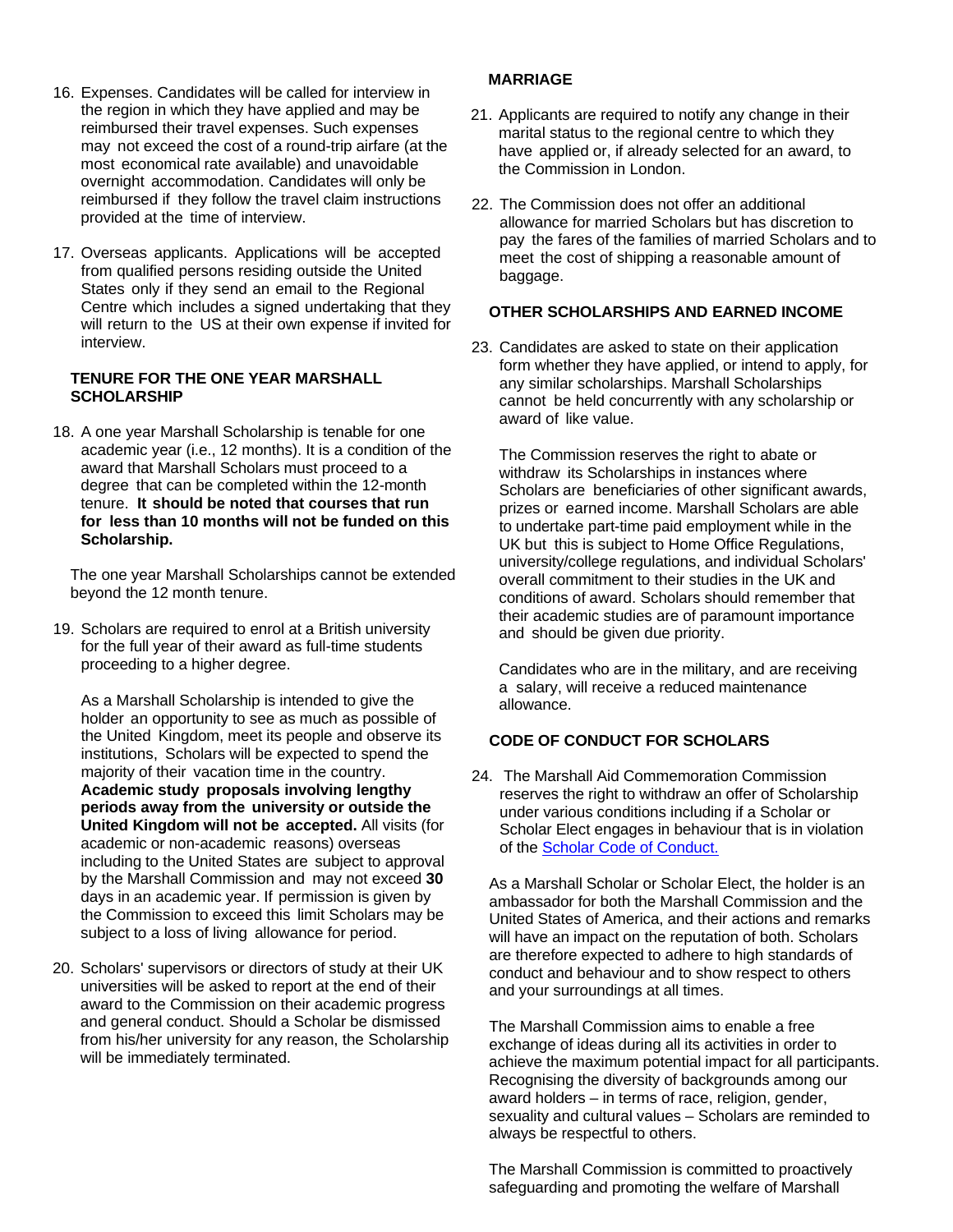16. Expenses. Candidates will be called for interview in the region in which they have applied and may be reimbursed their travel expenses. Such expenses may not exceed the cost of a round-trip airfare (at the most economical rate available) and unavoidable overnight accommodation. Candidates will only be reimbursed if they follow the travel claim instructions provided at the time of interview.

17. Overseas applicants. Applications will be accepted from qualified persons residing outside the United States only if they send an email to the Regional Centre which includes a signed undertaking that they will return to the US at their own expense if invited for interview.

### TENURE FOR THE ONE YEAR MARSHALL SCHOLARSHIP

18. A one year Marshall Scholarship is tenable for one academic year (i.e., 12 months). It is a condition of the award that Marshall Scholars must proceed to a degree that can be completed within the 12-month tenure. **It should be noted that courses that run for less than 10 months will not be funded on this Scholarship.**

The one year Marshall Scholarships cannot be extended beyond the 12 month tenure.

19. Scholars are required to enrol at a British university for the full year of their award as full-time students proceeding to a higher degree.

    As a Marshall Scholarship is intended to give the holder an opportunity to see as much as possible of the United Kingdom, meet its people and observe its institutions, Scholars will be expected to spend the majority of their vacation time in the country. **Academic study proposals involving lengthy periods away from the university or outside the United Kingdom will not be accepted.** All visits (for academic or non-academic reasons) overseas including to the United States are subject to approval by the Marshall Commission and may not exceed **30** days in an academic year. If permission is given by the Commission to exceed this limit Scholars may be subject to a loss of living allowance for period.

20. Scholars' supervisors or directors of study at their UK universities will be asked to report at the end of their award to the Commission on their academic progress and general conduct. Should a Scholar be dismissed from his/her university for any reason, the Scholarship will be immediately terminated.

### MARRIAGE

21. Applicants are required to notify any change in their marital status to the regional centre to which they have applied or, if already selected for an award, to the Commission in London.

22. The Commission does not offer an additional allowance for married Scholars but has discretion to pay the fares of the families of married Scholars and to meet the cost of shipping a reasonable amount of baggage.

### OTHER SCHOLARSHIPS AND EARNED INCOME

23. Candidates are asked to state on their application form whether they have applied, or intend to apply, for any similar scholarships. Marshall Scholarships cannot be held concurrently with any scholarship or award of like value.

    The Commission reserves the right to abate or withdraw its Scholarships in instances where Scholars are beneficiaries of other significant awards, prizes or earned income. Marshall Scholars are able to undertake part-time paid employment while in the UK but this is subject to Home Office Regulations, university/college regulations, and individual Scholars' overall commitment to their studies in the UK and conditions of award. Scholars should remember that their academic studies are of paramount importance and should be given due priority.

    Candidates who are in the military, and are receiving a salary, will receive a reduced maintenance allowance.

### CODE OF CONDUCT FOR SCHOLARS

24. The Marshall Aid Commemoration Commission reserves the right to withdraw an offer of Scholarship under various conditions including if a Scholar or Scholar Elect engages in behaviour that is in violation of the Scholar Code of Conduct.

As a Marshall Scholar or Scholar Elect, the holder is an ambassador for both the Marshall Commission and the United States of America, and their actions and remarks will have an impact on the reputation of both. Scholars are therefore expected to adhere to high standards of conduct and behaviour and to show respect to others and your surroundings at all times.

The Marshall Commission aims to enable a free exchange of ideas during all its activities in order to achieve the maximum potential impact for all participants. Recognising the diversity of backgrounds among our award holders – in terms of race, religion, gender, sexuality and cultural values – Scholars are reminded to always be respectful to others.

The Marshall Commission is committed to proactively safeguarding and promoting the welfare of Marshall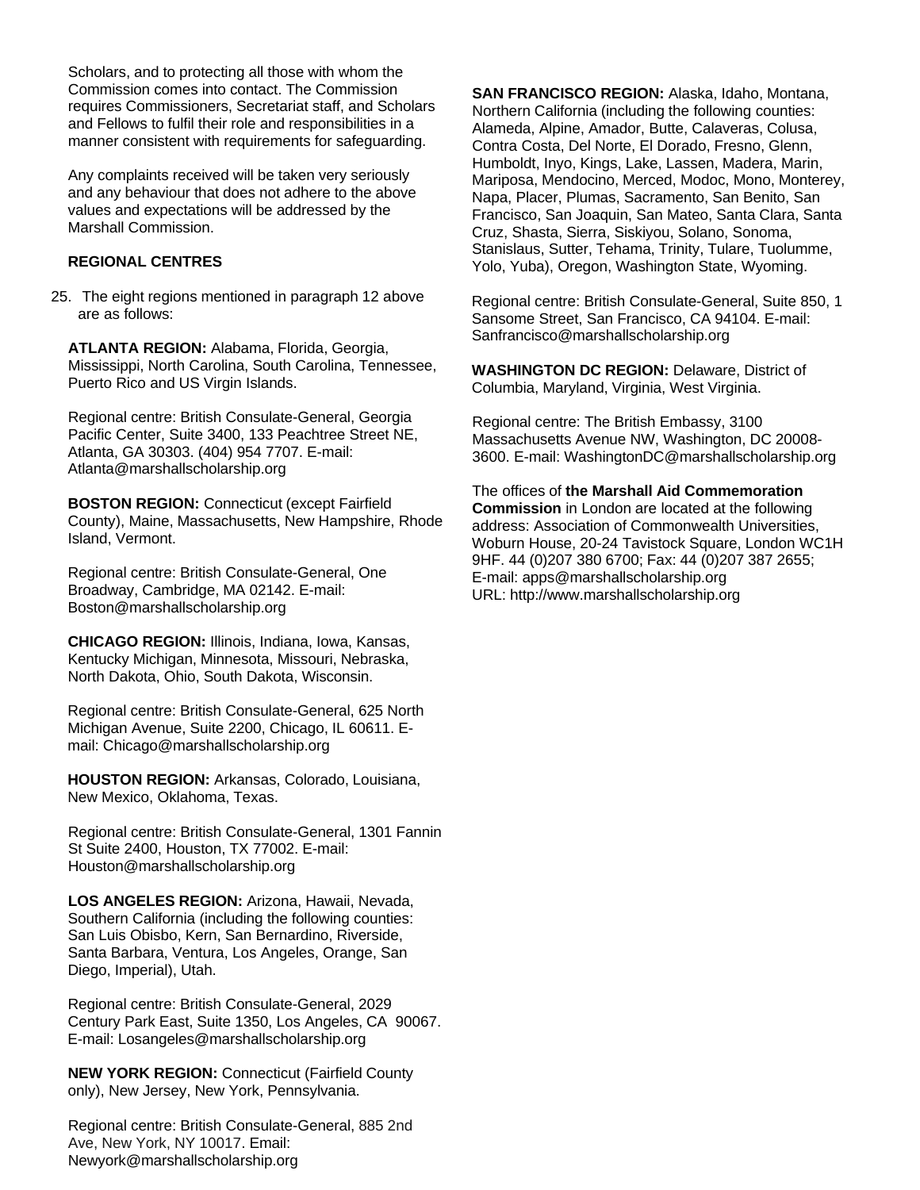Scholars, and to protecting all those with whom the Commission comes into contact. The Commission requires Commissioners, Secretariat staff, and Scholars and Fellows to fulfil their role and responsibilities in a manner consistent with requirements for safeguarding.

Any complaints received will be taken very seriously and any behaviour that does not adhere to the above values and expectations will be addressed by the Marshall Commission.

**REGIONAL CENTRES**

25. The eight regions mentioned in paragraph 12 above are as follows:

**ATLANTA REGION:** Alabama, Florida, Georgia, Mississippi, North Carolina, South Carolina, Tennessee, Puerto Rico and US Virgin Islands.

Regional centre: British Consulate-General, Georgia Pacific Center, Suite 3400, 133 Peachtree Street NE, Atlanta, GA 30303. (404) 954 7707. E-mail: Atlanta@marshallscholarship.org

**BOSTON REGION:** Connecticut (except Fairfield County), Maine, Massachusetts, New Hampshire, Rhode Island, Vermont.

Regional centre: British Consulate-General, One Broadway, Cambridge, MA 02142. E-mail: Boston@marshallscholarship.org

**CHICAGO REGION:** Illinois, Indiana, Iowa, Kansas, Kentucky Michigan, Minnesota, Missouri, Nebraska, North Dakota, Ohio, South Dakota, Wisconsin.

Regional centre: British Consulate-General, 625 North Michigan Avenue, Suite 2200, Chicago, IL 60611. E-mail: Chicago@marshallscholarship.org

**HOUSTON REGION:** Arkansas, Colorado, Louisiana, New Mexico, Oklahoma, Texas.

Regional centre: British Consulate-General, 1301 Fannin St Suite 2400, Houston, TX 77002. E-mail: Houston@marshallscholarship.org

**LOS ANGELES REGION:** Arizona, Hawaii, Nevada, Southern California (including the following counties: San Luis Obisbo, Kern, San Bernardino, Riverside, Santa Barbara, Ventura, Los Angeles, Orange, San Diego, Imperial), Utah.

Regional centre: British Consulate-General, 2029 Century Park East, Suite 1350, Los Angeles, CA 90067. E-mail: Losangeles@marshallscholarship.org

**NEW YORK REGION:** Connecticut (Fairfield County only), New Jersey, New York, Pennsylvania.

Regional centre: British Consulate-General, 885 2nd Ave, New York, NY 10017. Email: Newyork@marshallscholarship.org

**SAN FRANCISCO REGION:** Alaska, Idaho, Montana, Northern California (including the following counties: Alameda, Alpine, Amador, Butte, Calaveras, Colusa, Contra Costa, Del Norte, El Dorado, Fresno, Glenn, Humboldt, Inyo, Kings, Lake, Lassen, Madera, Marin, Mariposa, Mendocino, Merced, Modoc, Mono, Monterey, Napa, Placer, Plumas, Sacramento, San Benito, San Francisco, San Joaquin, San Mateo, Santa Clara, Santa Cruz, Shasta, Sierra, Siskiyou, Solano, Sonoma, Stanislaus, Sutter, Tehama, Trinity, Tulare, Tuolumme, Yolo, Yuba), Oregon, Washington State, Wyoming.

Regional centre: British Consulate-General, Suite 850, 1 Sansome Street, San Francisco, CA 94104. E-mail: Sanfrancisco@marshallscholarship.org

**WASHINGTON DC REGION:** Delaware, District of Columbia, Maryland, Virginia, West Virginia.

Regional centre: The British Embassy, 3100 Massachusetts Avenue NW, Washington, DC 20008-3600. E-mail: WashingtonDC@marshallscholarship.org

The offices of **the Marshall Aid Commemoration Commission** in London are located at the following address: Association of Commonwealth Universities, Woburn House, 20-24 Tavistock Square, London WC1H 9HF. 44 (0)207 380 6700; Fax: 44 (0)207 387 2655; E-mail: apps@marshallscholarship.org
URL: http://www.marshallscholarship.org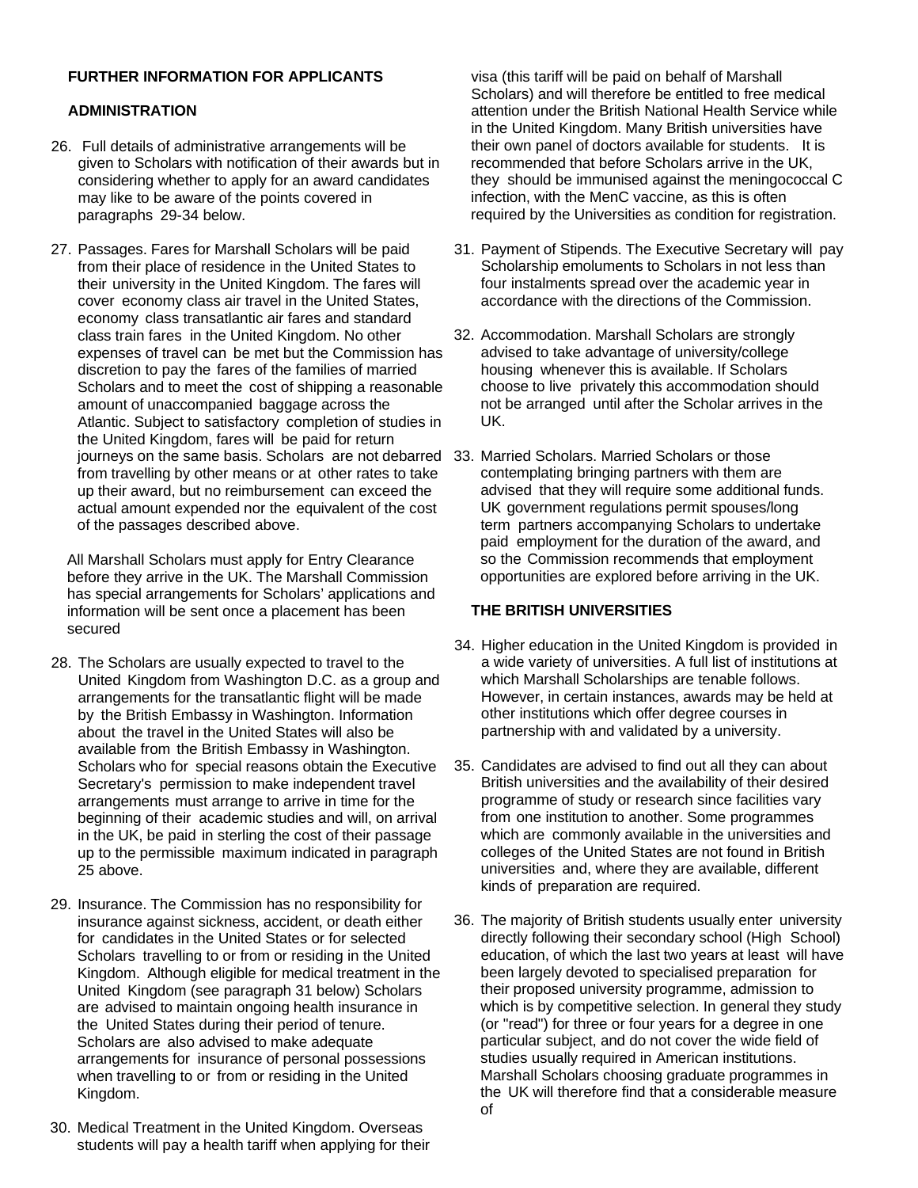**FURTHER INFORMATION FOR APPLICANTS**

**ADMINISTRATION**

26. Full details of administrative arrangements will be given to Scholars with notification of their awards but in considering whether to apply for an award candidates may like to be aware of the points covered in paragraphs 29-34 below.

27. Passages. Fares for Marshall Scholars will be paid from their place of residence in the United States to their university in the United Kingdom. The fares will cover economy class air travel in the United States, economy class transatlantic air fares and standard class train fares in the United Kingdom. No other expenses of travel can be met but the Commission has discretion to pay the fares of the families of married Scholars and to meet the cost of shipping a reasonable amount of unaccompanied baggage across the Atlantic. Subject to satisfactory completion of studies in the United Kingdom, fares will be paid for return journeys on the same basis. Scholars are not debarred from travelling by other means or at other rates to take up their award, but no reimbursement can exceed the actual amount expended nor the equivalent of the cost of the passages described above.

   All Marshall Scholars must apply for Entry Clearance before they arrive in the UK. The Marshall Commission has special arrangements for Scholars' applications and information will be sent once a placement has been secured

28. The Scholars are usually expected to travel to the United Kingdom from Washington D.C. as a group and arrangements for the transatlantic flight will be made by the British Embassy in Washington. Information about the travel in the United States will also be available from the British Embassy in Washington. Scholars who for special reasons obtain the Executive Secretary's permission to make independent travel arrangements must arrange to arrive in time for the beginning of their academic studies and will, on arrival in the UK, be paid in sterling the cost of their passage up to the permissible maximum indicated in paragraph 25 above.

29. Insurance. The Commission has no responsibility for insurance against sickness, accident, or death either for candidates in the United States or for selected Scholars travelling to or from or residing in the United Kingdom. Although eligible for medical treatment in the United Kingdom (see paragraph 31 below) Scholars are advised to maintain ongoing health insurance in the United States during their period of tenure. Scholars are also advised to make adequate arrangements for insurance of personal possessions when travelling to or from or residing in the United Kingdom.

30. Medical Treatment in the United Kingdom. Overseas students will pay a health tariff when applying for their visa (this tariff will be paid on behalf of Marshall Scholars) and will therefore be entitled to free medical attention under the British National Health Service while in the United Kingdom. Many British universities have their own panel of doctors available for students. It is recommended that before Scholars arrive in the UK, they should be immunised against the meningococcal C infection, with the MenC vaccine, as this is often required by the Universities as condition for registration.

31. Payment of Stipends. The Executive Secretary will pay Scholarship emoluments to Scholars in not less than four instalments spread over the academic year in accordance with the directions of the Commission.

32. Accommodation. Marshall Scholars are strongly advised to take advantage of university/college housing whenever this is available. If Scholars choose to live privately this accommodation should not be arranged until after the Scholar arrives in the UK.

33. Married Scholars. Married Scholars or those contemplating bringing partners with them are advised that they will require some additional funds. UK government regulations permit spouses/long term partners accompanying Scholars to undertake paid employment for the duration of the award, and so the Commission recommends that employment opportunities are explored before arriving in the UK.

**THE BRITISH UNIVERSITIES**

34. Higher education in the United Kingdom is provided in a wide variety of universities. A full list of institutions at which Marshall Scholarships are tenable follows. However, in certain instances, awards may be held at other institutions which offer degree courses in partnership with and validated by a university.

35. Candidates are advised to find out all they can about British universities and the availability of their desired programme of study or research since facilities vary from one institution to another. Some programmes which are commonly available in the universities and colleges of the United States are not found in British universities and, where they are available, different kinds of preparation are required.

36. The majority of British students usually enter university directly following their secondary school (High School) education, of which the last two years at least will have been largely devoted to specialised preparation for their proposed university programme, admission to which is by competitive selection. In general they study (or "read") for three or four years for a degree in one particular subject, and do not cover the wide field of studies usually required in American institutions. Marshall Scholars choosing graduate programmes in the UK will therefore find that a considerable measure of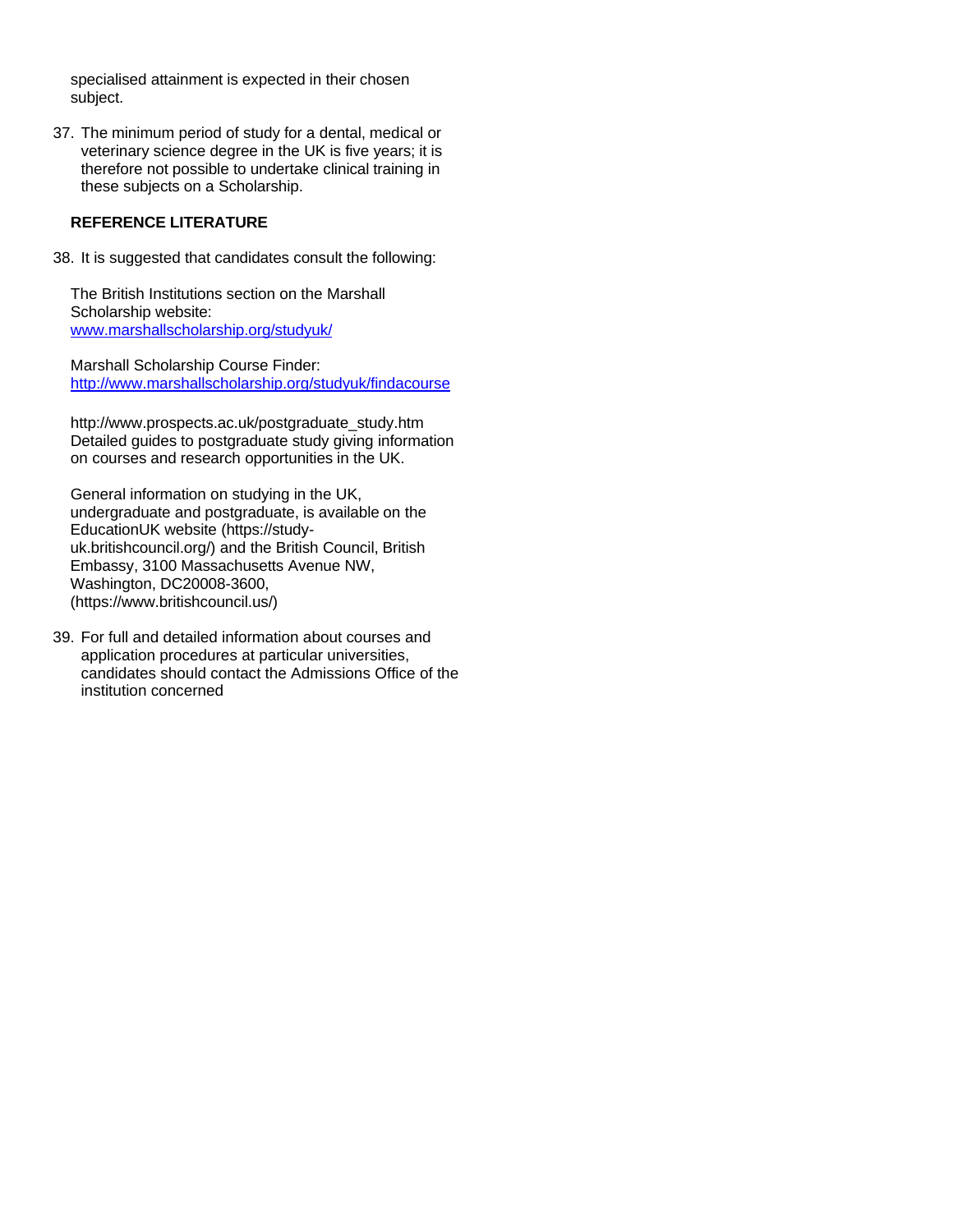specialised attainment is expected in their chosen subject.

37. The minimum period of study for a dental, medical or veterinary science degree in the UK is five years; it is therefore not possible to undertake clinical training in these subjects on a Scholarship.

**REFERENCE LITERATURE**

38. It is suggested that candidates consult the following:

The British Institutions section on the Marshall Scholarship website:
[www.marshallscholarship.org/studyuk/](www.marshallscholarship.org/studyuk/)

Marshall Scholarship Course Finder:
[http://www.marshallscholarship.org/studyuk/findacourse](http://www.marshallscholarship.org/studyuk/findacourse)

http://www.prospects.ac.uk/postgraduate_study.htm
Detailed guides to postgraduate study giving information on courses and research opportunities in the UK.

General information on studying in the UK, undergraduate and postgraduate, is available on the EducationUK website (https://study-uk.britishcouncil.org/) and the British Council, British Embassy, 3100 Massachusetts Avenue NW, Washington, DC20008-3600, (https://www.britishcouncil.us/)

39. For full and detailed information about courses and application procedures at particular universities, candidates should contact the Admissions Office of the institution concerned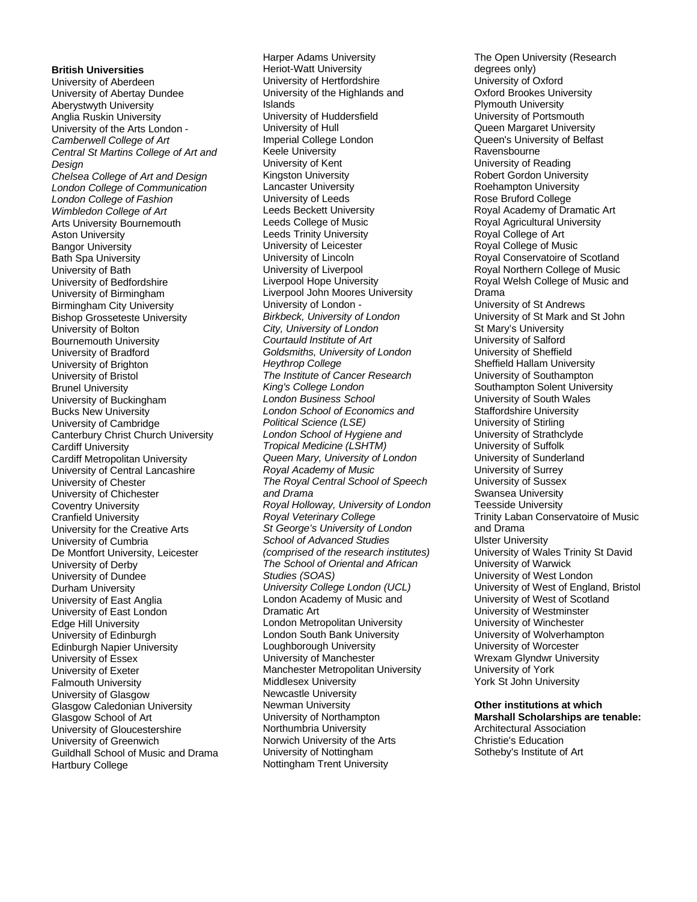**British Universities**

University of Aberdeen
University of Abertay Dundee
Aberystwyth University
Anglia Ruskin University
University of the Arts London -
*Camberwell College of Art*
*Central St Martins College of Art and Design*
*Chelsea College of Art and Design*
*London College of Communication*
*London College of Fashion*
*Wimbledon College of Art*
Arts University Bournemouth
Aston University
Bangor University
Bath Spa University
University of Bath
University of Bedfordshire
University of Birmingham
Birmingham City University
Bishop Grosseteste University
University of Bolton
Bournemouth University
University of Bradford
University of Brighton
University of Bristol
Brunel University
University of Buckingham
Bucks New University
University of Cambridge
Canterbury Christ Church University
Cardiff University
Cardiff Metropolitan University
University of Central Lancashire
University of Chester
University of Chichester
Coventry University
Cranfield University
University for the Creative Arts
University of Cumbria
De Montfort University, Leicester
University of Derby
University of Dundee
Durham University
University of East Anglia
University of East London
Edge Hill University
University of Edinburgh
Edinburgh Napier University
University of Essex
University of Exeter
Falmouth University
University of Glasgow
Glasgow Caledonian University
Glasgow School of Art
University of Gloucestershire
University of Greenwich
Guildhall School of Music and Drama
Hartbury College
Harper Adams University
Heriot-Watt University
University of Hertfordshire
University of the Highlands and Islands
University of Huddersfield
University of Hull
Imperial College London
Keele University
University of Kent
Kingston University
Lancaster University
University of Leeds
Leeds Beckett University
Leeds College of Music
Leeds Trinity University
University of Leicester
University of Lincoln
University of Liverpool
Liverpool Hope University
Liverpool John Moores University
University of London -
*Birkbeck, University of London*
*City, University of London*
*Courtauld Institute of Art*
*Goldsmiths, University of London*
*Heythrop College*
*The Institute of Cancer Research*
*King's College London*
*London Business School*
*London School of Economics and Political Science (LSE)*
*London School of Hygiene and Tropical Medicine (LSHTM)*
*Queen Mary, University of London*
*Royal Academy of Music*
*The Royal Central School of Speech and Drama*
*Royal Holloway, University of London*
*Royal Veterinary College*
*St George's University of London*
*School of Advanced Studies (comprised of the research institutes)*
*The School of Oriental and African Studies (SOAS)*
*University College London (UCL)*
London Academy of Music and Dramatic Art
London Metropolitan University
London South Bank University
Loughborough University
University of Manchester
Manchester Metropolitan University
Middlesex University
Newcastle University
Newman University
University of Northampton
Northumbria University
Norwich University of the Arts
University of Nottingham
Nottingham Trent University
The Open University (Research degrees only)
University of Oxford
Oxford Brookes University
Plymouth University
University of Portsmouth
Queen Margaret University
Queen's University of Belfast
Ravensbourne
University of Reading
Robert Gordon University
Roehampton University
Rose Bruford College
Royal Academy of Dramatic Art
Royal Agricultural University
Royal College of Art
Royal College of Music
Royal Conservatoire of Scotland
Royal Northern College of Music
Royal Welsh College of Music and Drama
University of St Andrews
University of St Mark and St John
St Mary's University
University of Salford
University of Sheffield
Sheffield Hallam University
University of Southampton
Southampton Solent University
University of South Wales
Staffordshire University
University of Stirling
University of Strathclyde
University of Suffolk
University of Sunderland
University of Surrey
University of Sussex
Swansea University
Teesside University
Trinity Laban Conservatoire of Music and Drama
Ulster University
University of Wales Trinity St David
University of Warwick
University of West London
University of West of England, Bristol
University of West of Scotland
University of Westminster
University of Winchester
University of Wolverhampton
University of Worcester
Wrexam Glyndwr University
University of York
York St John University

**Other institutions at which Marshall Scholarships are tenable:**

Architectural Association
Christie's Education
Sotheby's Institute of Art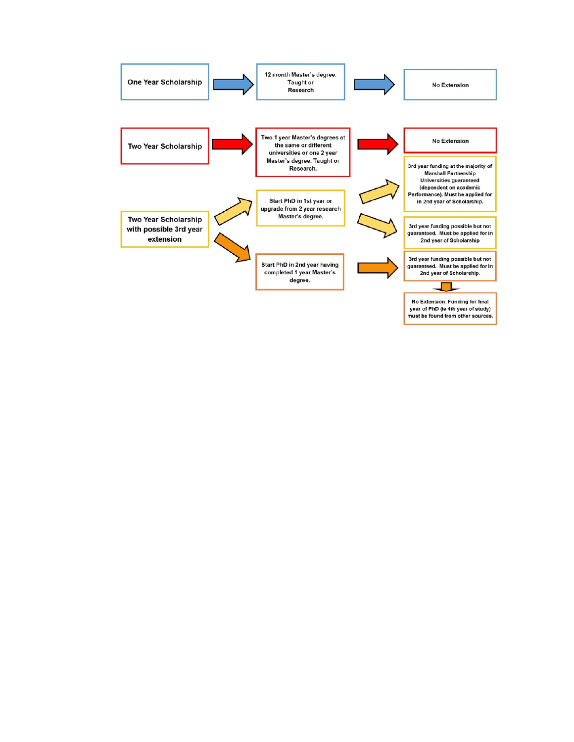One Year Scholarship

12 month Master's degree. Taught or Research

No Extension

Two Year Scholarship

Two 1 year Master's degrees at the same or different universities or one 2 year Master's degree. Taught or Research.

No Extension

Two Year Scholarship with possible 3rd year extension

Start PhD in 1st year or upgrade from 2 year research Master's degree.

3rd year funding at the majority of Marshall Partnership Universities guaranteed (dependent on academic Performance). Must be applied for in 2nd year of Scholarship.

3rd year funding possible but not guaranteed. Must be applied for in 2nd year of Scholarship

Start PhD in 2nd year having completed 1 year Master's degree.

3rd year funding possible but not guaranteed. Must be applied for in 2nd year of Scholarship.

No Extension. Funding for final year of PhD (ie 4th year of study) must be found from other sources.